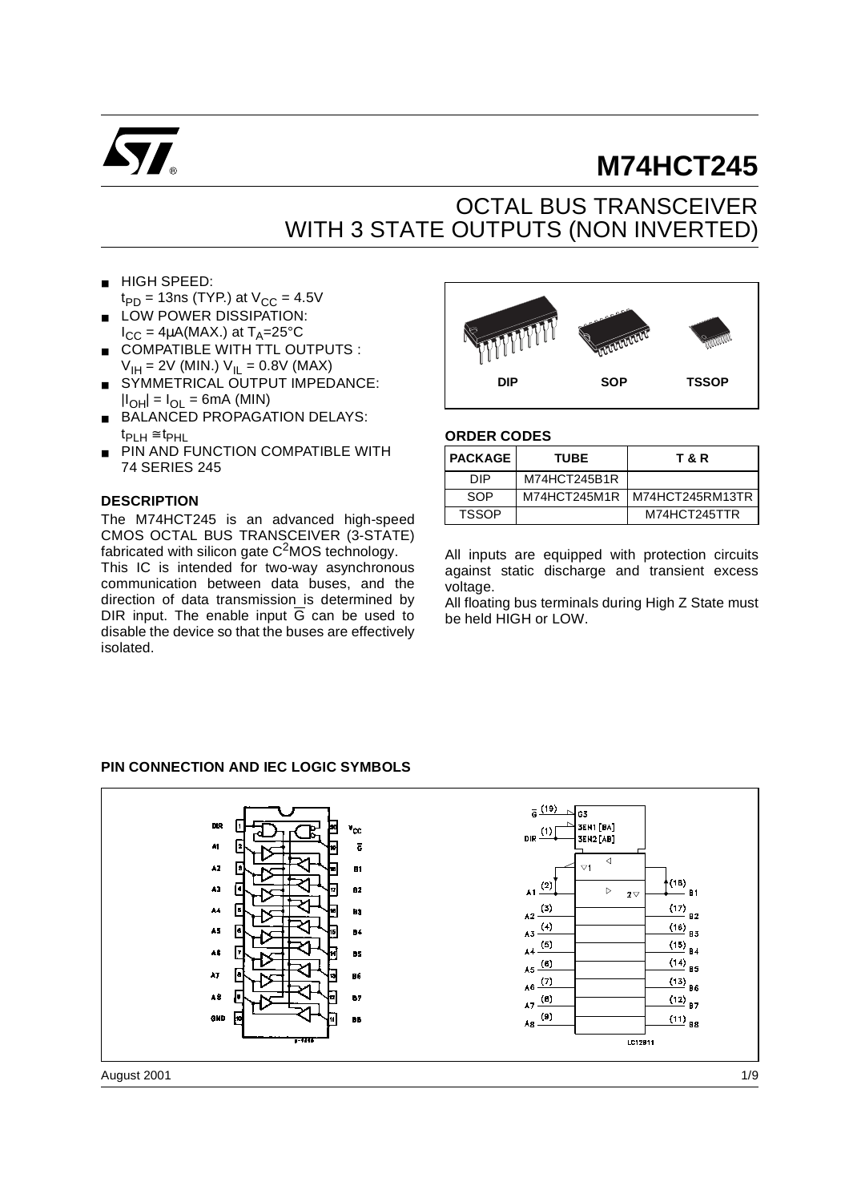# M74HCT245

## OCTAL BUS TRANSCEIVER WITH 3 STATE OUTPUTS (NON INVERTED)

- HIGH SPEED: $t_{PD}$ = 13ns (TYP.) at $V_{CC}$ = 4.5V
- LOW POWER DISSIPATION: $I_{CC}$ = 4µA(MAX.) at $T_A$=25°C
- COMPATIBLE WITH TTL OUTPUTS : $V_{IH}$ = 2V (MIN.) $V_{IL}$ = 0.8V (MAX)
- SYMMETRICAL OUTPUT IMPEDANCE: $|I_{OH}| = I_{OL}$ = 6mA (MIN)
- BALANCED PROPAGATION DELAYS: $t_{PLH} \cong t_{PHL}$
- PIN AND FUNCTION COMPATIBLE WITH 74 SERIES 245

DIP SOP TSSOP

### ORDER CODES

| PACKAGE | TUBE | T & R |
|---|---|---|
| DIP | M74HCT245B1R | |
| SOP | M74HCT245M1R | M74HCT245RM13TR |
| TSSOP | | M74HCT245TTR |

### DESCRIPTION

The M74HCT245 is an advanced high-speed CMOS OCTAL BUS TRANSCEIVER (3-STATE) fabricated with silicon gate $C^2$MOS technology.

This IC is intended for two-way asynchronous communication between data buses, and the direction of data transmission is determined by DIR input. The enable input $\overline{G}$ can be used to disable the device so that the buses are effectively isolated.

All inputs are equipped with protection circuits against static discharge and transient excess voltage.

All floating bus terminals during High Z State must be held HIGH or LOW.

### PIN CONNECTION AND IEC LOGIC SYMBOLS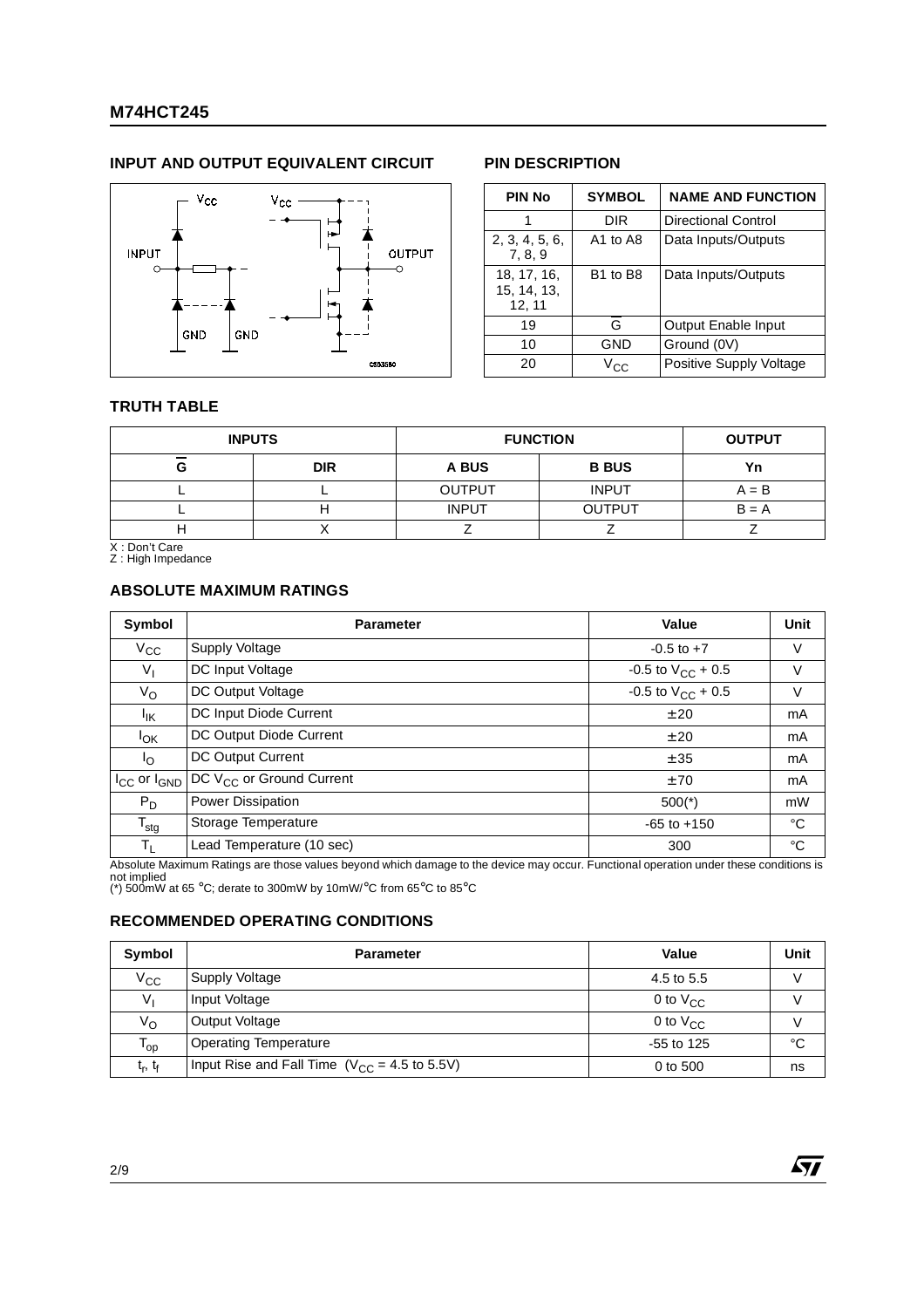## INPUT AND OUTPUT EQUIVALENT CIRCUIT

## PIN DESCRIPTION

| PIN No | SYMBOL | NAME AND FUNCTION |
|---|---|---|
| 1 | DIR | Directional Control |
| 2, 3, 4, 5, 6, 7, 8, 9 | A1 to A8 | Data Inputs/Outputs |
| 18, 17, 16, 15, 14, 13, 12, 11 | B1 to B8 | Data Inputs/Outputs |
| 19 | $\overline{G}$ | Output Enable Input |
| 10 | GND | Ground (0V) |
| 20 | $V_{CC}$ | Positive Supply Voltage |

## TRUTH TABLE

| INPUTS | | FUNCTION | | OUTPUT |
|---|---|---|---|---|
| $\overline{G}$ | DIR | A BUS | B BUS | Yn |
| L | L | OUTPUT | INPUT | A = B |
| L | H | INPUT | OUTPUT | B = A |
| H | X | Z | Z | Z |

X : Don't Care
Z : High Impedance

## ABSOLUTE MAXIMUM RATINGS

| Symbol | Parameter | Value | Unit |
|---|---|---|---|
| $V_{CC}$ | Supply Voltage | -0.5 to +7 | V |
| $V_I$ | DC Input Voltage | -0.5 to $V_{CC}$ + 0.5 | V |
| $V_O$ | DC Output Voltage | -0.5 to $V_{CC}$ + 0.5 | V |
| $I_{IK}$ | DC Input Diode Current | ± 20 | mA |
| $I_{OK}$ | DC Output Diode Current | ± 20 | mA |
| $I_O$ | DC Output Current | ± 35 | mA |
| $I_{CC}$ or $I_{GND}$ | DC $V_{CC}$ or Ground Current | ± 70 | mA |
| $P_D$ | Power Dissipation | 500(*) | mW |
| $T_{stg}$ | Storage Temperature | -65 to +150 | °C |
| $T_L$ | Lead Temperature (10 sec) | 300 | °C |

Absolute Maximum Ratings are those values beyond which damage to the device may occur. Functional operation under these conditions is not implied
(*) 500mW at 65 °C; derate to 300mW by 10mW/°C from 65°C to 85°C

## RECOMMENDED OPERATING CONDITIONS

| Symbol | Parameter | Value | Unit |
|---|---|---|---|
| $V_{CC}$ | Supply Voltage | 4.5 to 5.5 | V |
| $V_I$ | Input Voltage | 0 to $V_{CC}$ | V |
| $V_O$ | Output Voltage | 0 to $V_{CC}$ | V |
| $T_{op}$ | Operating Temperature | -55 to 125 | °C |
| $t_r$, $t_f$ | Input Rise and Fall Time ($V_{CC}$ = 4.5 to 5.5V) | 0 to 500 | ns |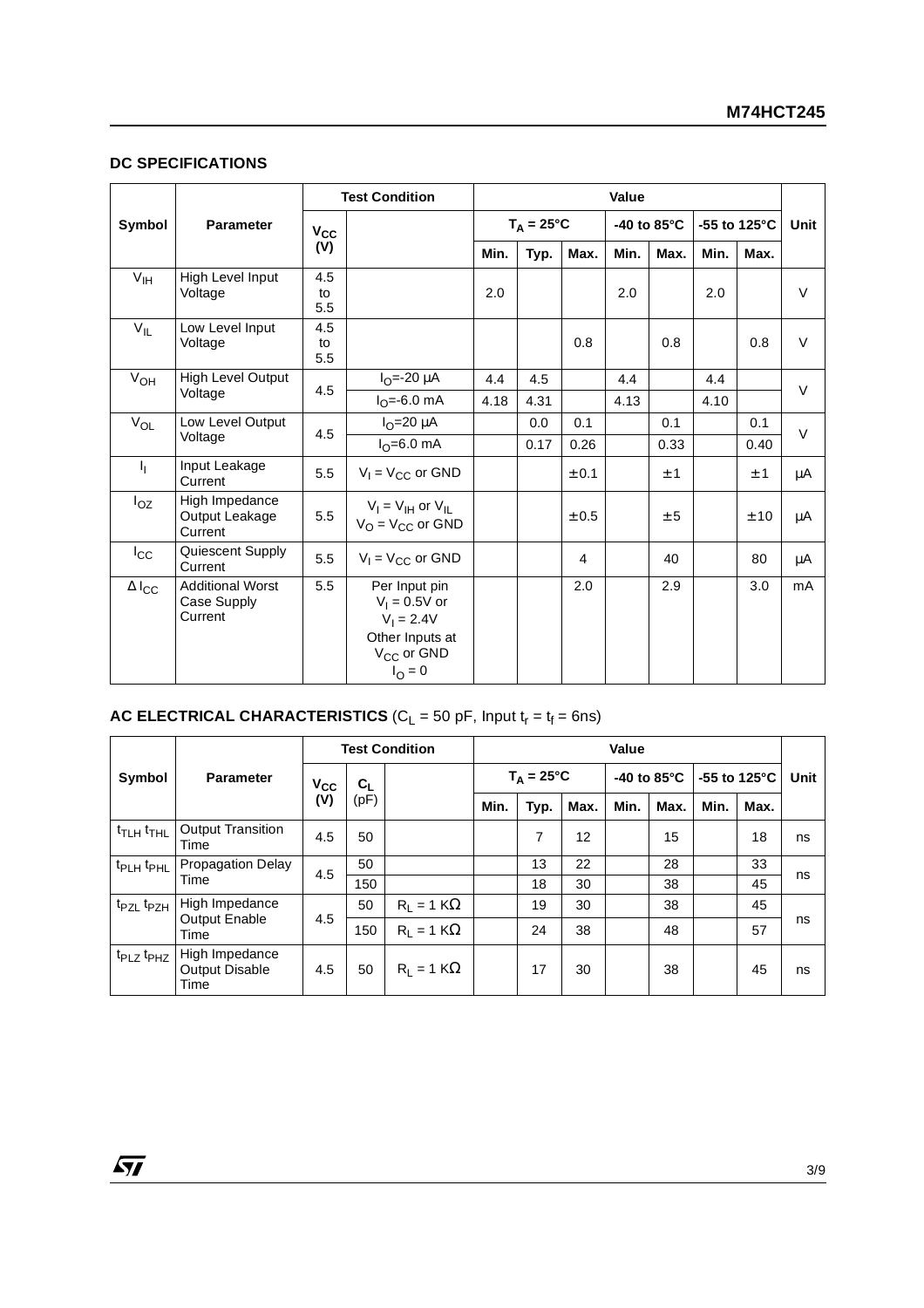## DC SPECIFICATIONS

| Symbol | Parameter | Test Condition | | Value | | | | | | | Unit |
|---|---|---|---|---|---|---|---|---|---|---|---|
| | | $V_{CC}$ (V) | | $T_A = 25°C$ | | | -40 to 85°C | | -55 to 125°C | | |
| | | | | Min. | Typ. | Max. | Min. | Max. | Min. | Max. | |
| $V_{IH}$ | High Level Input Voltage | 4.5 to 5.5 | | 2.0 | | | 2.0 | | 2.0 | | V |
| $V_{IL}$ | Low Level Input Voltage | 4.5 to 5.5 | | | | 0.8 | | 0.8 | | 0.8 | V |
| $V_{OH}$ | High Level Output Voltage | 4.5 | $I_O$=-20 µA | 4.4 | 4.5 | | 4.4 | | 4.4 | | V |
| | | | $I_O$=-6.0 mA | 4.18 | 4.31 | | 4.13 | | 4.10 | | |
| $V_{OL}$ | Low Level Output Voltage | 4.5 | $I_O$=20 µA | | 0.0 | 0.1 | | 0.1 | | 0.1 | V |
| | | | $I_O$=6.0 mA | | 0.17 | 0.26 | | 0.33 | | 0.40 | |
| $I_I$ | Input Leakage Current | 5.5 | $V_I = V_{CC}$ or GND | | | ±0.1 | | ±1 | | ±1 | µA |
| $I_{OZ}$ | High Impedance Output Leakage Current | 5.5 | $V_I = V_{IH}$ or $V_{IL}$ $V_O = V_{CC}$ or GND | | | ±0.5 | | ±5 | | ±10 | µA |
| $I_{CC}$ | Quiescent Supply Current | 5.5 | $V_I = V_{CC}$ or GND | | | 4 | | 40 | | 80 | µA |
| $\Delta I_{CC}$ | Additional Worst Case Supply Current | 5.5 | Per Input pin $V_I$ = 0.5V or $V_I$ = 2.4V Other Inputs at $V_{CC}$ or GND $I_O$ = 0 | | | 2.0 | | 2.9 | | 3.0 | mA |

## AC ELECTRICAL CHARACTERISTICS ($C_L$ = 50 pF, Input $t_r = t_f$ = 6ns)

| Symbol | Parameter | Test Condition | | | Value | | | | | | | Unit |
|---|---|---|---|---|---|---|---|---|---|---|---|---|
| | | $V_{CC}$ (V) | $C_L$ (pF) | | $T_A = 25°C$ | | | -40 to 85°C | | -55 to 125°C | | |
| | | | | | Min. | Typ. | Max. | Min. | Max. | Min. | Max. | |
| $t_{TLH}$ $t_{THL}$ | Output Transition Time | 4.5 | 50 | | | 7 | 12 | | 15 | | 18 | ns |
| $t_{PLH}$ $t_{PHL}$ | Propagation Delay Time | 4.5 | 50 | | | 13 | 22 | | 28 | | 33 | ns |
| | | | 150 | | | 18 | 30 | | 38 | | 45 | |
| $t_{PZL}$ $t_{PZH}$ | High Impedance Output Enable Time | 4.5 | 50 | $R_L$ = 1 KΩ | | 19 | 30 | | 38 | | 45 | ns |
| | | | 150 | $R_L$ = 1 KΩ | | 24 | 38 | | 48 | | 57 | |
| $t_{PLZ}$ $t_{PHZ}$ | High Impedance Output Disable Time | 4.5 | 50 | $R_L$ = 1 KΩ | | 17 | 30 | | 38 | | 45 | ns |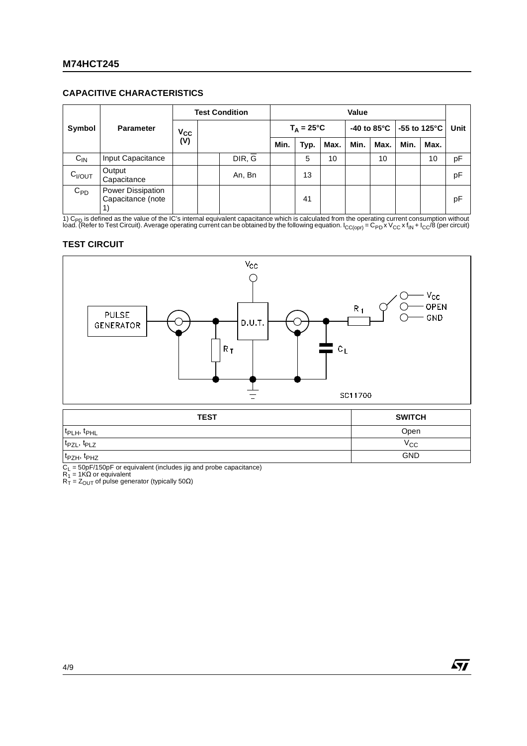## CAPACITIVE CHARACTERISTICS

| Symbol | Parameter | Test Condition | | | Value | | | | | | | Unit |
|---|---|---|---|---|---|---|---|---|---|---|---|---|
| | | $V_{CC}$ (V) | | | $T_A = 25°C$ | | | -40 to 85°C | | -55 to 125°C | | |
| | | | | | Min. | Typ. | Max. | Min. | Max. | Min. | Max. | |
| $C_{IN}$ | Input Capacitance | | | DIR, $\overline{G}$ | | 5 | 10 | | 10 | | 10 | pF |
| $C_{I/OUT}$ | Output Capacitance | | | An, Bn | | 13 | | | | | | pF |
| $C_{PD}$ | Power Dissipation Capacitance (note 1) | | | | | 41 | | | | | | pF |

1) $C_{PD}$ is defined as the value of the IC's internal equivalent capacitance which is calculated from the operating current consumption without load. (Refer to Test Circuit). Average operating current can be obtained by the following equation. $I_{CC(opr)} = C_{PD} \times V_{CC} \times f_{IN} + I_{CC}/8$ (per circuit)

## TEST CIRCUIT

| TEST | SWITCH |
|---|---|
| $t_{PLH}$, $t_{PHL}$ | Open |
| $t_{PZL}$, $t_{PLZ}$ | $V_{CC}$ |
| $t_{PZH}$, $t_{PHZ}$ | GND |

$C_L$ = 50pF/150pF or equivalent (includes jig and probe capacitance)
$R_1$ = 1KΩ or equivalent
$R_T$ = $Z_{OUT}$ of pulse generator (typically 50Ω)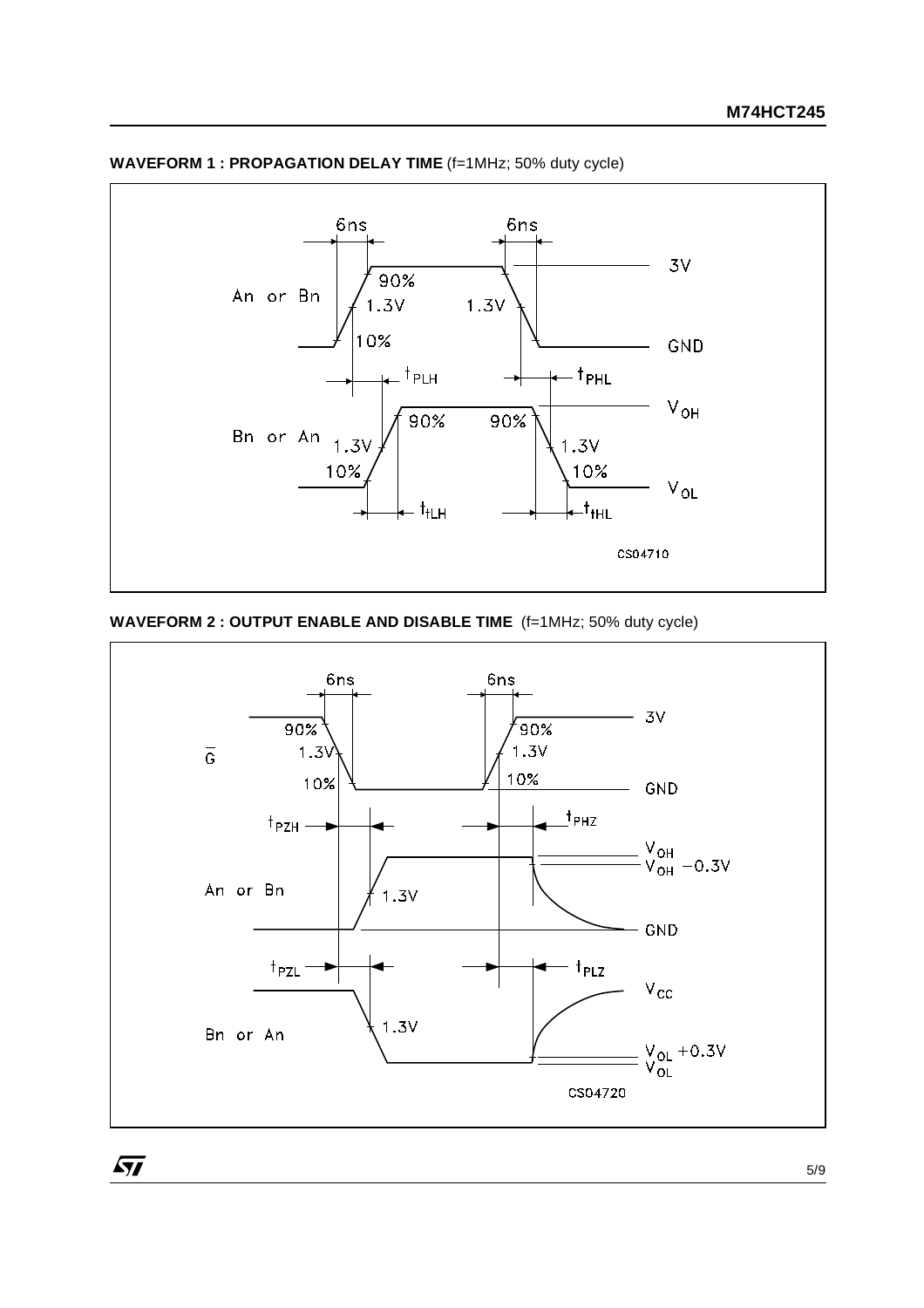**WAVEFORM 1 : PROPAGATION DELAY TIME** (f=1MHz; 50% duty cycle)

**WAVEFORM 2 : OUTPUT ENABLE AND DISABLE TIME** (f=1MHz; 50% duty cycle)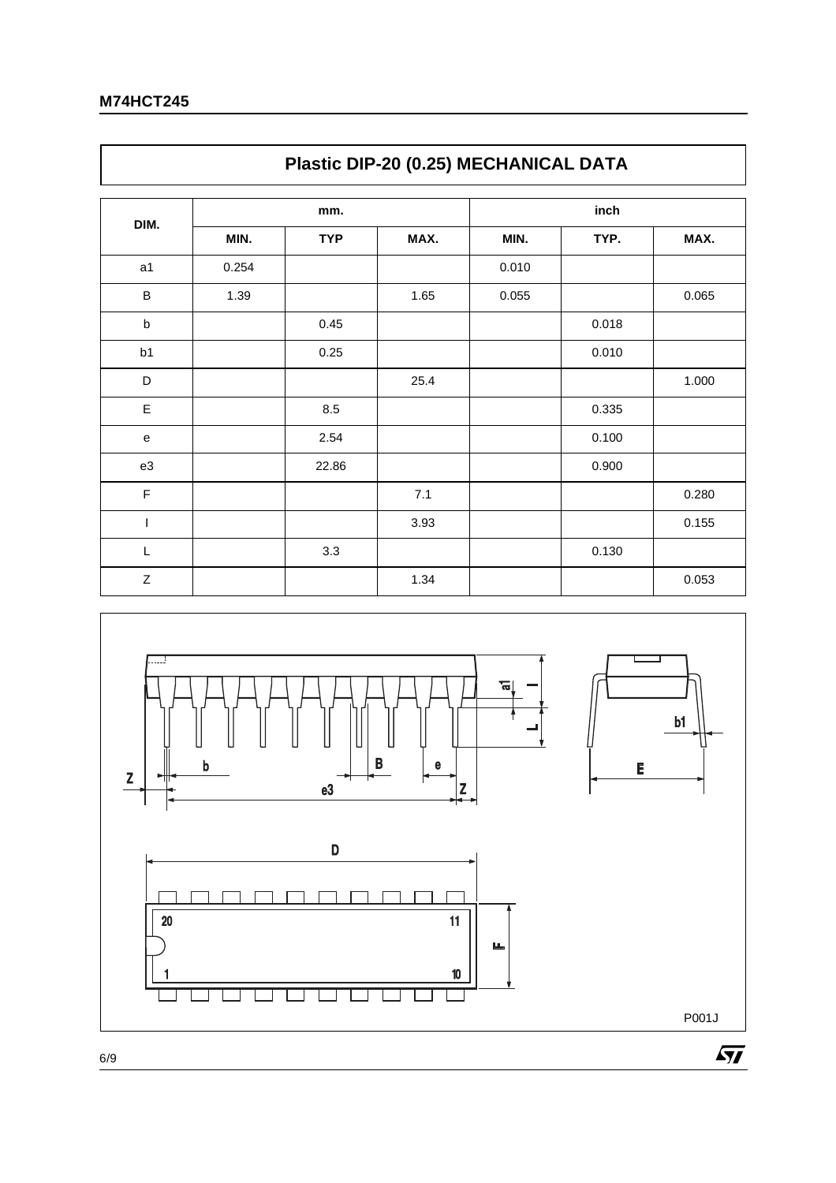## Plastic DIP-20 (0.25) MECHANICAL DATA

| DIM. | mm. | | | inch | | |
|---|---|---|---|---|---|---|
| | MIN. | TYP | MAX. | MIN. | TYP. | MAX. |
| a1 | 0.254 | | | 0.010 | | |
| B | 1.39 | | 1.65 | 0.055 | | 0.065 |
| b | | 0.45 | | | 0.018 | |
| b1 | | 0.25 | | | 0.010 | |
| D | | | 25.4 | | | 1.000 |
| E | | 8.5 | | | 0.335 | |
| e | | 2.54 | | | 0.100 | |
| e3 | | 22.86 | | | 0.900 | |
| F | | | 7.1 | | | 0.280 |
| I | | | 3.93 | | | 0.155 |
| L | | 3.3 | | | 0.130 | |
| Z | | | 1.34 | | | 0.053 |

P001J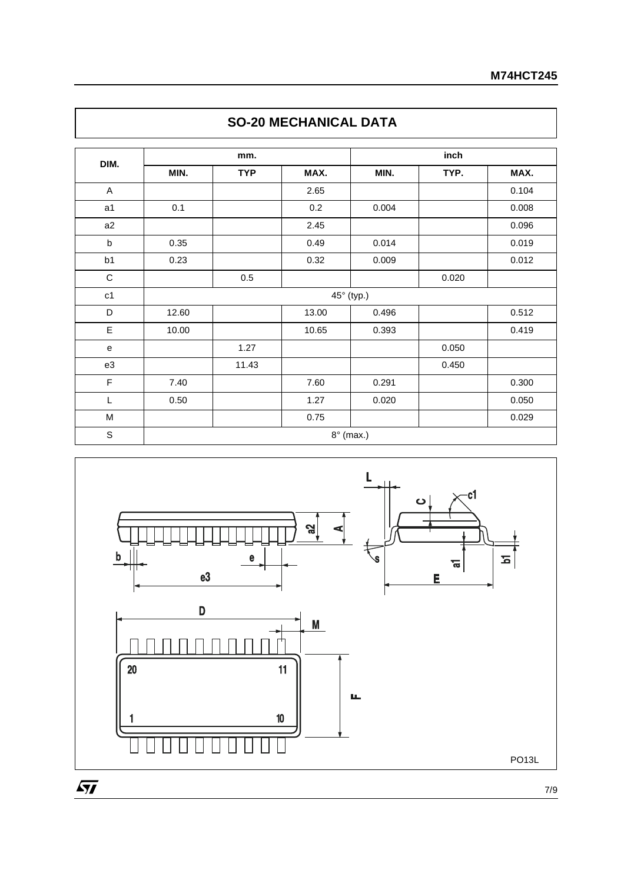## SO-20 MECHANICAL DATA

| DIM. | mm. | | | inch | | |
|---|---|---|---|---|---|---|
| | MIN. | TYP | MAX. | MIN. | TYP. | MAX. |
| A | | | 2.65 | | | 0.104 |
| a1 | 0.1 | | 0.2 | 0.004 | | 0.008 |
| a2 | | | 2.45 | | | 0.096 |
| b | 0.35 | | 0.49 | 0.014 | | 0.019 |
| b1 | 0.23 | | 0.32 | 0.009 | | 0.012 |
| C | | 0.5 | | | 0.020 | |
| c1 | 45° (typ.) | | | | | |
| D | 12.60 | | 13.00 | 0.496 | | 0.512 |
| E | 10.00 | | 10.65 | 0.393 | | 0.419 |
| e | | 1.27 | | | 0.050 | |
| e3 | | 11.43 | | | 0.450 | |
| F | 7.40 | | 7.60 | 0.291 | | 0.300 |
| L | 0.50 | | 1.27 | 0.020 | | 0.050 |
| M | | | 0.75 | | | 0.029 |
| S | 8° (max.) | | | | | |

PO13L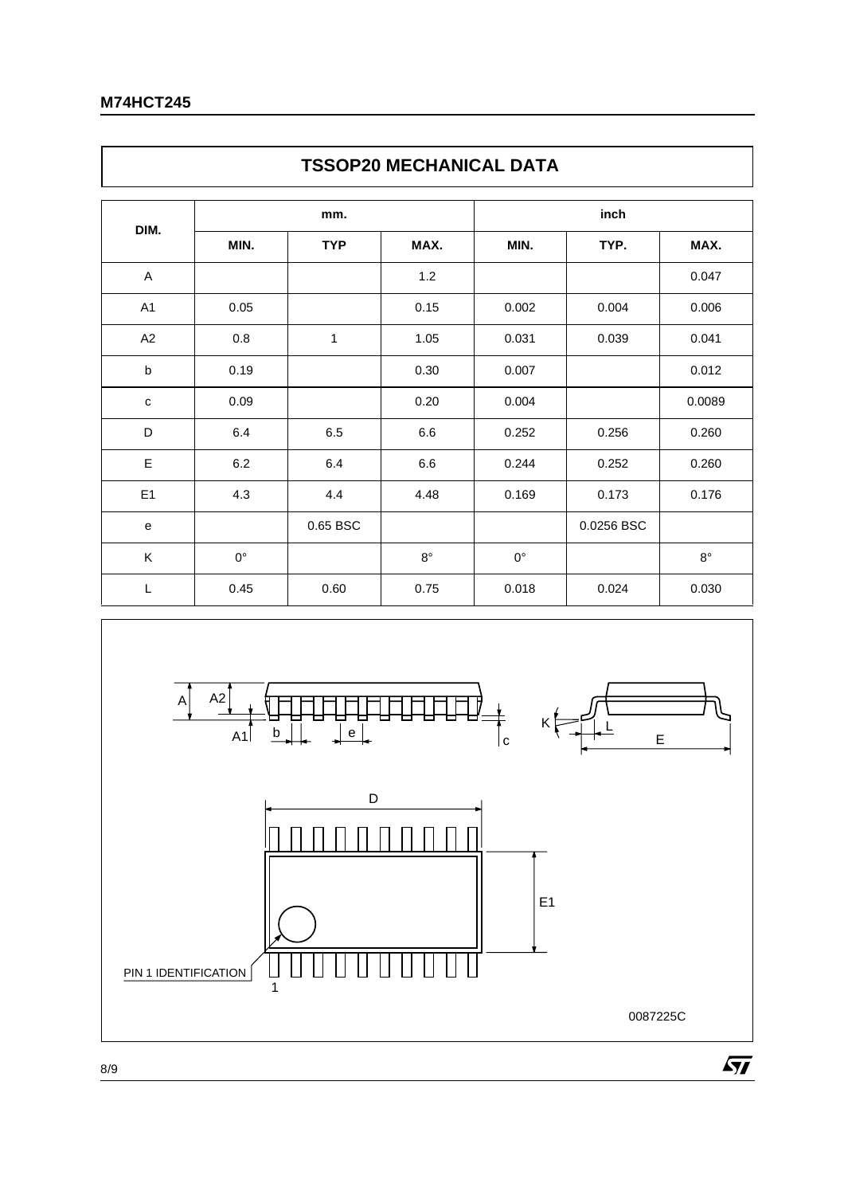## TSSOP20 MECHANICAL DATA

| DIM. | mm. | | | inch | | |
|---|---|---|---|---|---|---|
| | MIN. | TYP | MAX. | MIN. | TYP. | MAX. |
| A | | | 1.2 | | | 0.047 |
| A1 | 0.05 | | 0.15 | 0.002 | 0.004 | 0.006 |
| A2 | 0.8 | 1 | 1.05 | 0.031 | 0.039 | 0.041 |
| b | 0.19 | | 0.30 | 0.007 | | 0.012 |
| c | 0.09 | | 0.20 | 0.004 | | 0.0089 |
| D | 6.4 | 6.5 | 6.6 | 0.252 | 0.256 | 0.260 |
| E | 6.2 | 6.4 | 6.6 | 0.244 | 0.252 | 0.260 |
| E1 | 4.3 | 4.4 | 4.48 | 0.169 | 0.173 | 0.176 |
| e | | 0.65 BSC | | | 0.0256 BSC | |
| K | 0° | | 8° | 0° | | 8° |
| L | 0.45 | 0.60 | 0.75 | 0.018 | 0.024 | 0.030 |

0087225C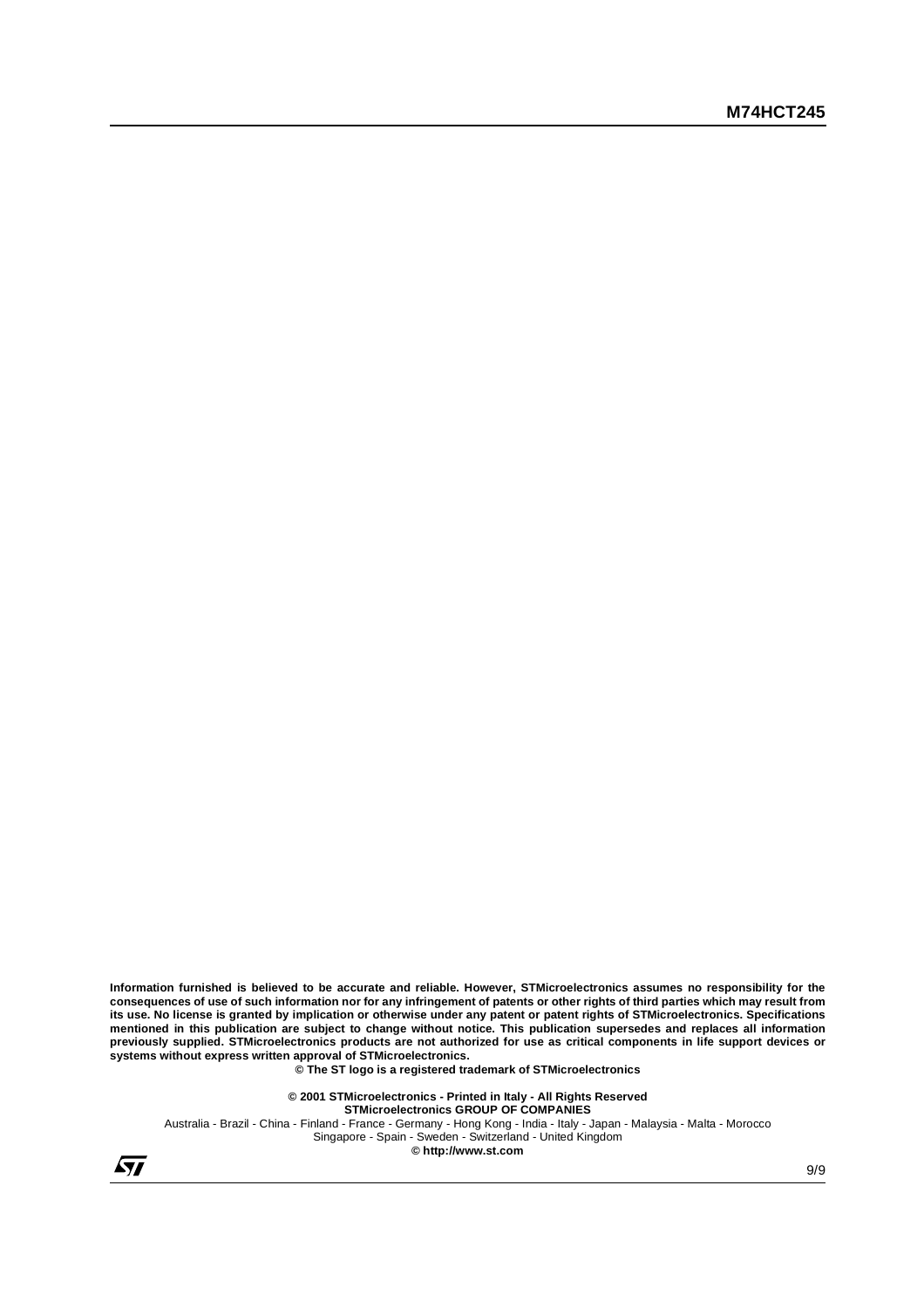**Information furnished is believed to be accurate and reliable. However, STMicroelectronics assumes no responsibility for the consequences of use of such information nor for any infringement of patents or other rights of third parties which may result from its use. No license is granted by implication or otherwise under any patent or patent rights of STMicroelectronics. Specifications mentioned in this publication are subject to change without notice. This publication supersedes and replaces all information previously supplied. STMicroelectronics products are not authorized for use as critical components in life support devices or systems without express written approval of STMicroelectronics.**

**© The ST logo is a registered trademark of STMicroelectronics**

**© 2001 STMicroelectronics - Printed in Italy - All Rights Reserved**
**STMicroelectronics GROUP OF COMPANIES**

Australia - Brazil - China - Finland - France - Germany - Hong Kong - India - Italy - Japan - Malaysia - Malta - Morocco
Singapore - Spain - Sweden - Switzerland - United Kingdom

**© http://www.st.com**